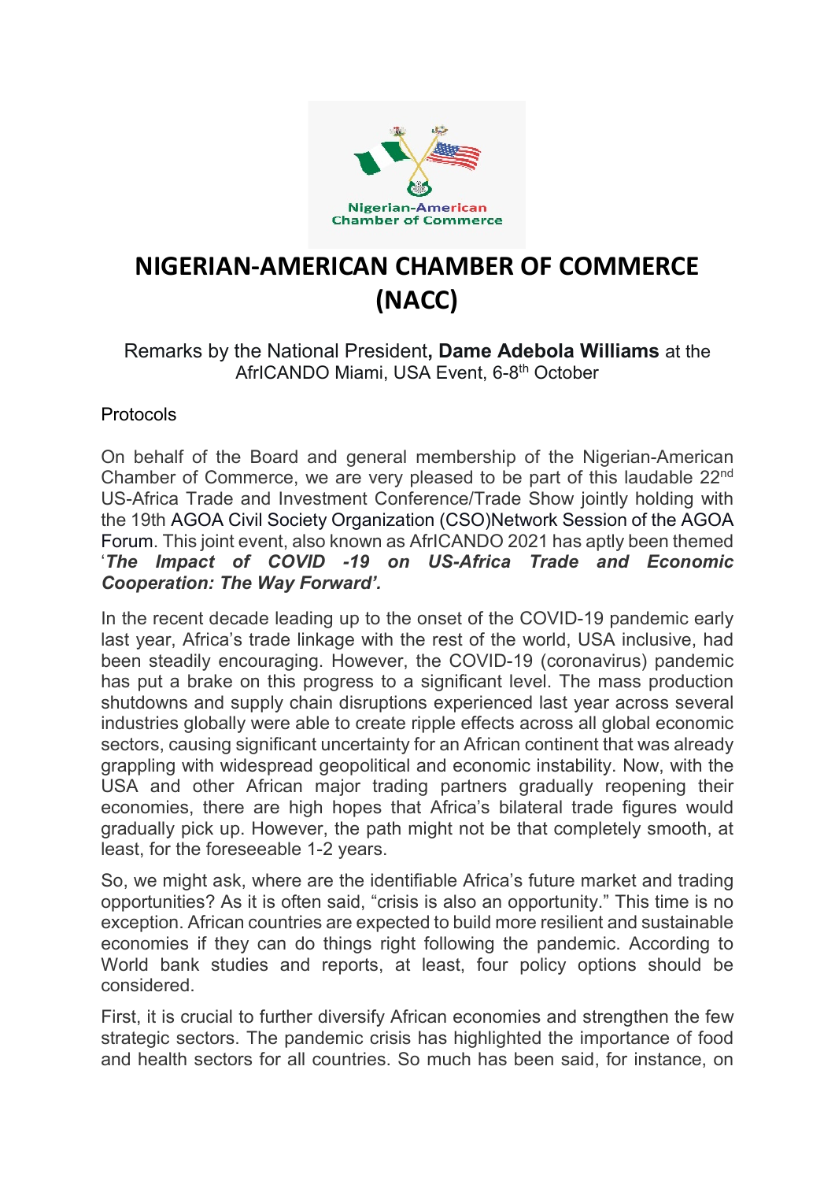Nigerian-American Chamber of Commerce

# NIGERIAN-AMERICAN CHAMBER OF COMMERCE (NACC)

Remarks by the National President**, Dame Adebola Williams** at the AfrICANDO Miami, USA Event, 6-8th October

Protocols

On behalf of the Board and general membership of the Nigerian-American Chamber of Commerce, we are very pleased to be part of this laudable 22nd US-Africa Trade and Investment Conference/Trade Show jointly holding with the 19th AGOA Civil Society Organization (CSO)Network Session of the AGOA Forum. This joint event, also known as AfrICANDO 2021 has aptly been themed '***The Impact of COVID -19 on US-Africa Trade and Economic Cooperation: The Way Forward'.***

In the recent decade leading up to the onset of the COVID-19 pandemic early last year, Africa's trade linkage with the rest of the world, USA inclusive, had been steadily encouraging. However, the COVID-19 (coronavirus) pandemic has put a brake on this progress to a significant level. The mass production shutdowns and supply chain disruptions experienced last year across several industries globally were able to create ripple effects across all global economic sectors, causing significant uncertainty for an African continent that was already grappling with widespread geopolitical and economic instability. Now, with the USA and other African major trading partners gradually reopening their economies, there are high hopes that Africa's bilateral trade figures would gradually pick up. However, the path might not be that completely smooth, at least, for the foreseeable 1-2 years.

So, we might ask, where are the identifiable Africa's future market and trading opportunities? As it is often said, "crisis is also an opportunity." This time is no exception. African countries are expected to build more resilient and sustainable economies if they can do things right following the pandemic. According to World bank studies and reports, at least, four policy options should be considered.

First, it is crucial to further diversify African economies and strengthen the few strategic sectors. The pandemic crisis has highlighted the importance of food and health sectors for all countries. So much has been said, for instance, on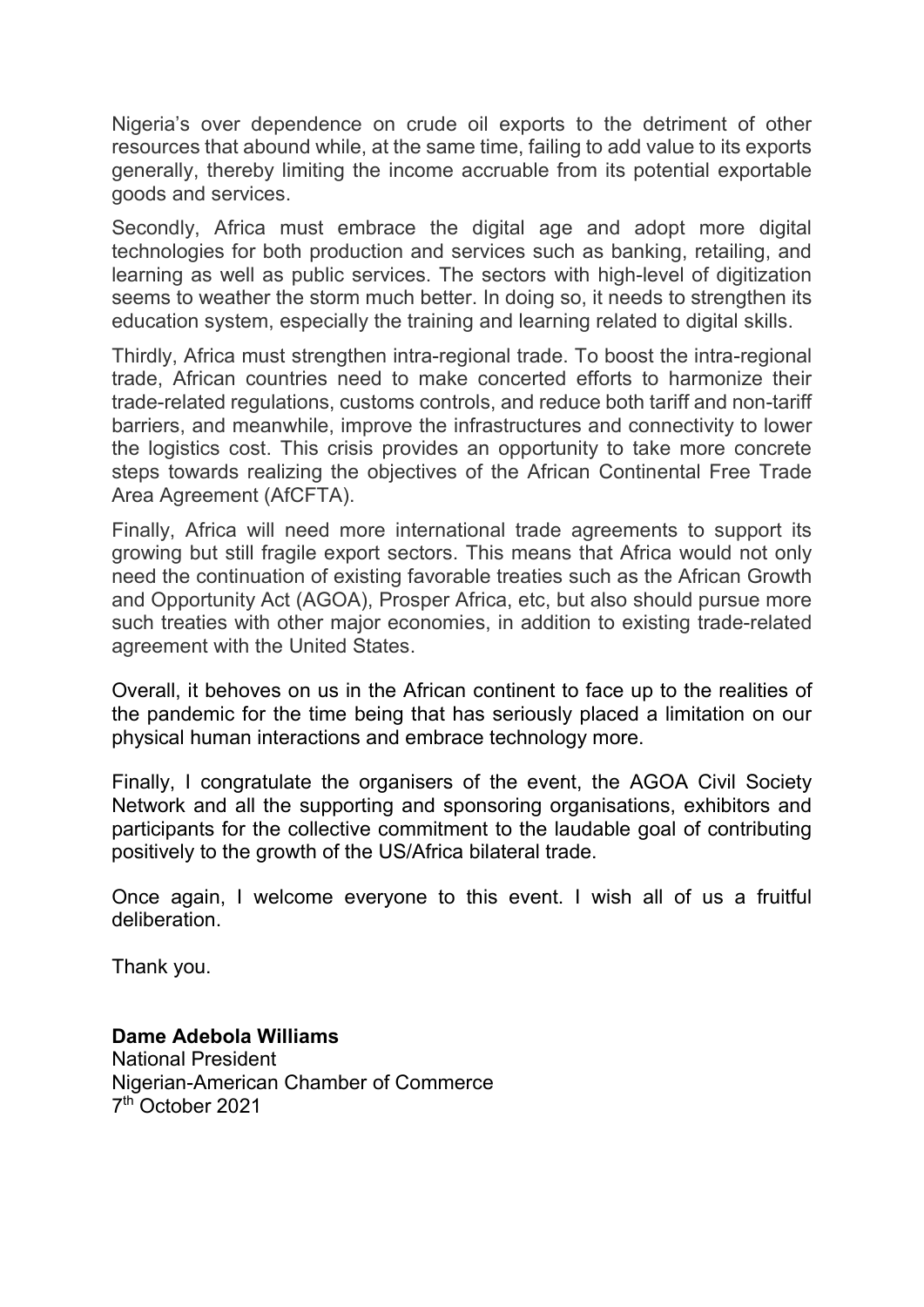Nigeria's over dependence on crude oil exports to the detriment of other resources that abound while, at the same time, failing to add value to its exports generally, thereby limiting the income accruable from its potential exportable goods and services.

Secondly, Africa must embrace the digital age and adopt more digital technologies for both production and services such as banking, retailing, and learning as well as public services. The sectors with high-level of digitization seems to weather the storm much better. In doing so, it needs to strengthen its education system, especially the training and learning related to digital skills.

Thirdly, Africa must strengthen intra-regional trade. To boost the intra-regional trade, African countries need to make concerted efforts to harmonize their trade-related regulations, customs controls, and reduce both tariff and non-tariff barriers, and meanwhile, improve the infrastructures and connectivity to lower the logistics cost. This crisis provides an opportunity to take more concrete steps towards realizing the objectives of the African Continental Free Trade Area Agreement (AfCFTA).

Finally, Africa will need more international trade agreements to support its growing but still fragile export sectors. This means that Africa would not only need the continuation of existing favorable treaties such as the African Growth and Opportunity Act (AGOA), Prosper Africa, etc, but also should pursue more such treaties with other major economies, in addition to existing trade-related agreement with the United States.

Overall, it behoves on us in the African continent to face up to the realities of the pandemic for the time being that has seriously placed a limitation on our physical human interactions and embrace technology more.

Finally, I congratulate the organisers of the event, the AGOA Civil Society Network and all the supporting and sponsoring organisations, exhibitors and participants for the collective commitment to the laudable goal of contributing positively to the growth of the US/Africa bilateral trade.

Once again, I welcome everyone to this event. I wish all of us a fruitful deliberation.

Thank you.

**Dame Adebola Williams**
National President
Nigerian-American Chamber of Commerce
7th October 2021